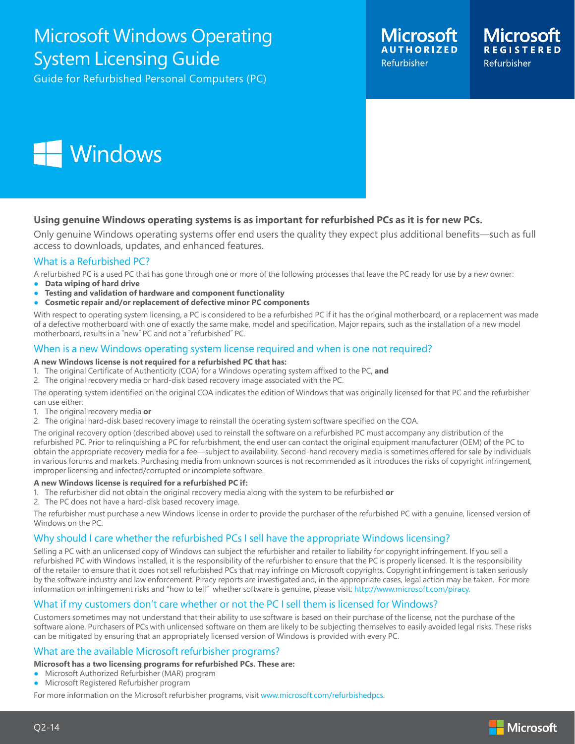# Microsoft Windows Operating System Licensing Guide

Guide for Refurbished Personal Computers (PC)

Microsoft AUTHORIZED Refurbisher

Microsoft REGISTERED Refurbisher

Windows

**Using genuine Windows operating systems is as important for refurbished PCs as it is for new PCs.**

Only genuine Windows operating systems offer end users the quality they expect plus additional benefits—such as full access to downloads, updates, and enhanced features.

## What is a Refurbished PC?

A refurbished PC is a used PC that has gone through one or more of the following processes that leave the PC ready for use by a new owner:

- **Data wiping of hard drive**
- **Testing and validation of hardware and component functionality**
- **Cosmetic repair and/or replacement of defective minor PC components**

With respect to operating system licensing, a PC is considered to be a refurbished PC if it has the original motherboard, or a replacement was made of a defective motherboard with one of exactly the same make, model and specification. Major repairs, such as the installation of a new model motherboard, results in a "new" PC and not a "refurbished" PC.

## When is a new Windows operating system license required and when is one not required?

**A new Windows license is not required for a refurbished PC that has:**

1. The original Certificate of Authenticity (COA) for a Windows operating system affixed to the PC, **and**
2. The original recovery media or hard-disk based recovery image associated with the PC.

The operating system identified on the original COA indicates the edition of Windows that was originally licensed for that PC and the refurbisher can use either:

1. The original recovery media **or**
2. The original hard-disk based recovery image to reinstall the operating system software specified on the COA.

The original recovery option (described above) used to reinstall the software on a refurbished PC must accompany any distribution of the refurbished PC. Prior to relinquishing a PC for refurbishment, the end user can contact the original equipment manufacturer (OEM) of the PC to obtain the appropriate recovery media for a fee—subject to availability. Second-hand recovery media is sometimes offered for sale by individuals in various forums and markets. Purchasing media from unknown sources is not recommended as it introduces the risks of copyright infringement, improper licensing and infected/corrupted or incomplete software.

**A new Windows license is required for a refurbished PC if:**

1. The refurbisher did not obtain the original recovery media along with the system to be refurbished **or**
2. The PC does not have a hard-disk based recovery image.

The refurbisher must purchase a new Windows license in order to provide the purchaser of the refurbished PC with a genuine, licensed version of Windows on the PC.

## Why should I care whether the refurbished PCs I sell have the appropriate Windows licensing?

Selling a PC with an unlicensed copy of Windows can subject the refurbisher and retailer to liability for copyright infringement. If you sell a refurbished PC with Windows installed, it is the responsibility of the refurbisher to ensure that the PC is properly licensed. It is the responsibility of the retailer to ensure that it does not sell refurbished PCs that may infringe on Microsoft copyrights. Copyright infringement is taken seriously by the software industry and law enforcement. Piracy reports are investigated and, in the appropriate cases, legal action may be taken. For more information on infringement risks and "how to tell" whether software is genuine, please visit: http://www.microsoft.com/piracy.

## What if my customers don't care whether or not the PC I sell them is licensed for Windows?

Customers sometimes may not understand that their ability to use software is based on their purchase of the license, not the purchase of the software alone. Purchasers of PCs with unlicensed software on them are likely to be subjecting themselves to easily avoided legal risks. These risks can be mitigated by ensuring that an appropriately licensed version of Windows is provided with every PC.

## What are the available Microsoft refurbisher programs?

**Microsoft has a two licensing programs for refurbished PCs. These are:**

- Microsoft Authorized Refurbisher (MAR) program
- Microsoft Registered Refurbisher program

For more information on the Microsoft refurbisher programs, visit www.microsoft.com/refurbishedpcs.

Q2-14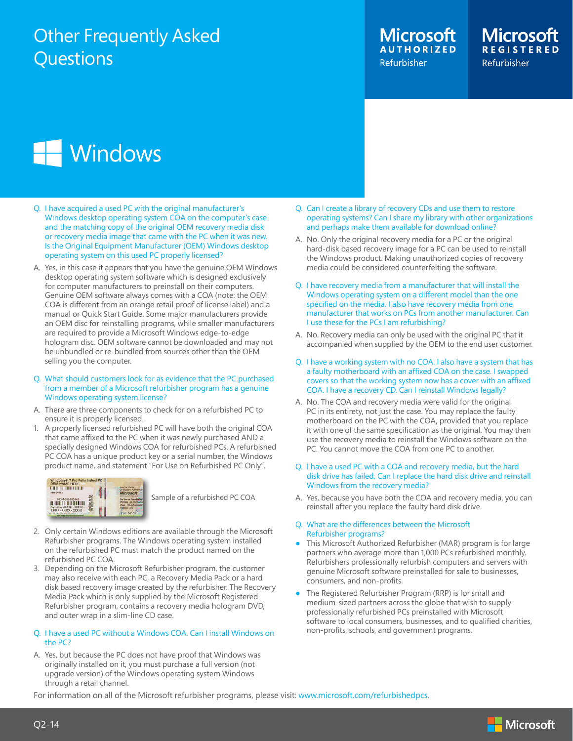# Other Frequently Asked Questions

Microsoft AUTHORIZED Refurbisher

Microsoft REGISTERED Refurbisher

Windows

Q. I have acquired a used PC with the original manufacturer's Windows desktop operating system COA on the computer's case and the matching copy of the original OEM recovery media disk or recovery media image that came with the PC when it was new. Is the Original Equipment Manufacturer (OEM) Windows desktop operating system on this used PC properly licensed?

A. Yes, in this case it appears that you have the genuine OEM Windows desktop operating system software which is designed exclusively for computer manufacturers to preinstall on their computers. Genuine OEM software always comes with a COA (note: the OEM COA is different from an orange retail proof of license label) and a manual or Quick Start Guide. Some major manufacturers provide an OEM disc for reinstalling programs, while smaller manufacturers are required to provide a Microsoft Windows edge-to-edge hologram disc. OEM software cannot be downloaded and may not be unbundled or re-bundled from sources other than the OEM selling you the computer.

Q. What should customers look for as evidence that the PC purchased from a member of a Microsoft refurbisher program has a genuine Windows operating system license?

A. There are three components to check for on a refurbished PC to ensure it is properly licensed.

1. A properly licensed refurbished PC will have both the original COA that came affixed to the PC when it was newly purchased AND a specially designed Windows COA for refurbished PCs. A refurbished PC COA has a unique product key or a serial number, the Windows product name, and statement "For Use on Refurbished PC Only".

Sample of a refurbished PC COA

2. Only certain Windows editions are available through the Microsoft Refurbisher programs. The Windows operating system installed on the refurbished PC must match the product named on the refurbished PC COA.
3. Depending on the Microsoft Refurbisher program, the customer may also receive with each PC, a Recovery Media Pack or a hard disk based recovery image created by the refurbisher. The Recovery Media Pack which is only supplied by the Microsoft Registered Refurbisher program, contains a recovery media hologram DVD, and outer wrap in a slim-line CD case.

Q. I have a used PC without a Windows COA. Can I install Windows on the PC?

A. Yes, but because the PC does not have proof that Windows was originally installed on it, you must purchase a full version (not upgrade version) of the Windows operating system Windows through a retail channel.

Q. Can I create a library of recovery CDs and use them to restore operating systems? Can I share my library with other organizations and perhaps make them available for download online?

A. No. Only the original recovery media for a PC or the original hard-disk based recovery image for a PC can be used to reinstall the Windows product. Making unauthorized copies of recovery media could be considered counterfeiting the software.

Q. I have recovery media from a manufacturer that will install the Windows operating system on a different model than the one specified on the media. I also have recovery media from one manufacturer that works on PCs from another manufacturer. Can I use these for the PCs I am refurbishing?

A. No. Recovery media can only be used with the original PC that it accompanied when supplied by the OEM to the end user customer.

Q. I have a working system with no COA. I also have a system that has a faulty motherboard with an affixed COA on the case. I swapped covers so that the working system now has a cover with an affixed COA. I have a recovery CD. Can I reinstall Windows legally?

A. No. The COA and recovery media were valid for the original PC in its entirety, not just the case. You may replace the faulty motherboard on the PC with the COA, provided that you replace it with one of the same specification as the original. You may then use the recovery media to reinstall the Windows software on the PC. You cannot move the COA from one PC to another.

Q. I have a used PC with a COA and recovery media, but the hard disk drive has failed. Can I replace the hard disk drive and reinstall Windows from the recovery media?

A. Yes, because you have both the COA and recovery media, you can reinstall after you replace the faulty hard disk drive.

Q. What are the differences between the Microsoft Refurbisher programs?

- This Microsoft Authorized Refurbisher (MAR) program is for large partners who average more than 1,000 PCs refurbished monthly. Refurbishers professionally refurbish computers and servers with genuine Microsoft software preinstalled for sale to businesses, consumers, and non-profits.
- The Registered Refurbisher Program (RRP) is for small and medium-sized partners across the globe that wish to supply professionally refurbished PCs preinstalled with Microsoft software to local consumers, businesses, and to qualified charities, non-profits, schools, and government programs.

For information on all of the Microsoft refurbisher programs, please visit: www.microsoft.com/refurbishedpcs.

Q2-14